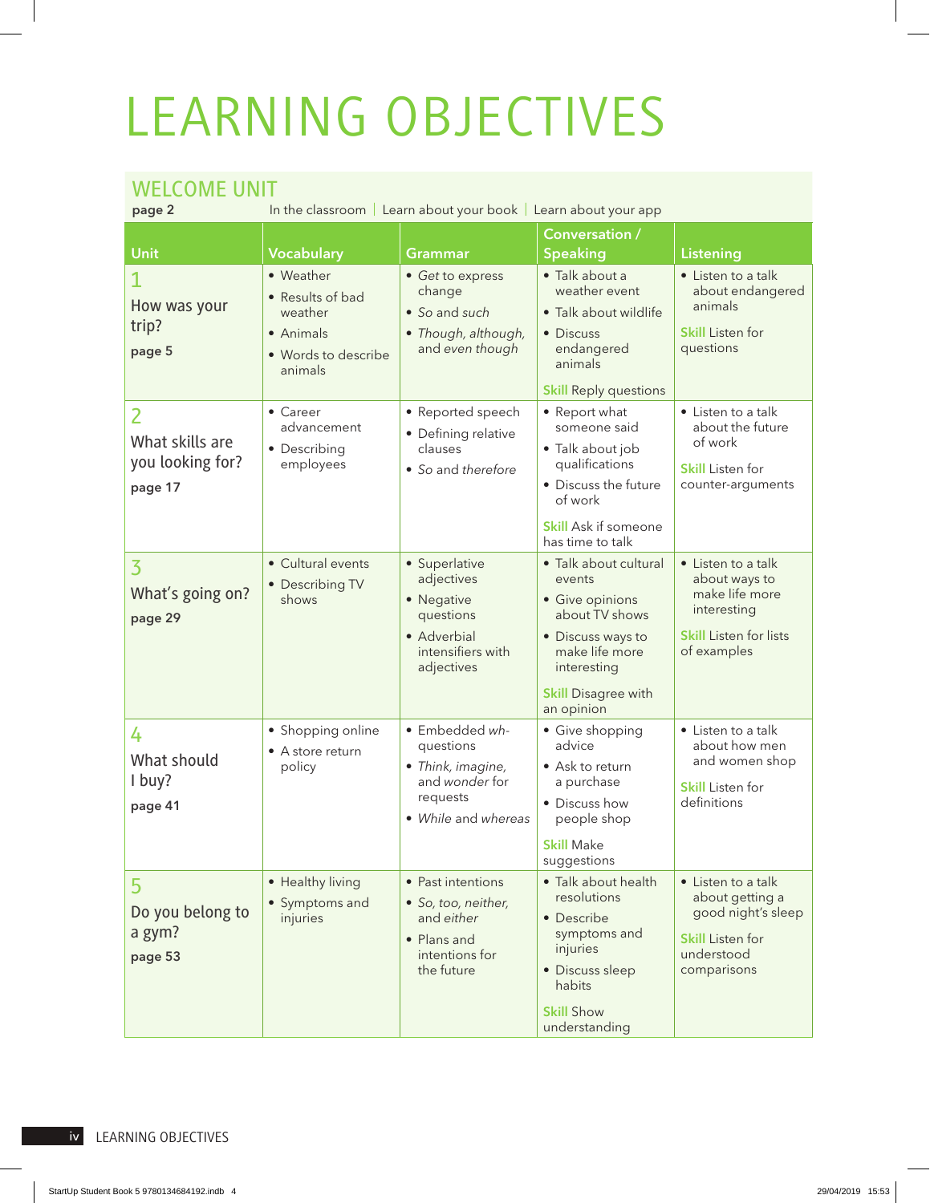# LEARNING OBJECTIVES

## WELCOME UNIT

**page 2** In the classroom | Learn about your book | Learn about your app

| Unit | Vocabulary | Grammar | Conversation / Speaking | Listening |
|---|---|---|---|---|
| **1** How was your trip? **page 5** | • Weather<br>• Results of bad weather<br>• Animals<br>• Words to describe animals | • *Get* to express change<br>• *So* and *such*<br>• *Though, although,* and *even though* | • Talk about a weather event<br>• Talk about wildlife<br>• Discuss endangered animals<br>**Skill** Reply questions | • Listen to a talk about endangered animals<br>**Skill** Listen for questions |
| **2** What skills are you looking for? **page 17** | • Career advancement<br>• Describing employees | • Reported speech<br>• Defining relative clauses<br>• *So* and *therefore* | • Report what someone said<br>• Talk about job qualifications<br>• Discuss the future of work<br>**Skill** Ask if someone has time to talk | • Listen to a talk about the future of work<br>**Skill** Listen for counter-arguments |
| **3** What's going on? **page 29** | • Cultural events<br>• Describing TV shows | • Superlative adjectives<br>• Negative questions<br>• Adverbial intensifiers with adjectives | • Talk about cultural events<br>• Give opinions about TV shows<br>• Discuss ways to make life more interesting<br>**Skill** Disagree with an opinion | • Listen to a talk about ways to make life more interesting<br>**Skill** Listen for lists of examples |
| **4** What should I buy? **page 41** | • Shopping online<br>• A store return policy | • Embedded *wh-* questions<br>• *Think, imagine,* and *wonder* for requests<br>• *While* and *whereas* | • Give shopping advice<br>• Ask to return a purchase<br>• Discuss how people shop<br>**Skill** Make suggestions | • Listen to a talk about how men and women shop<br>**Skill** Listen for definitions |
| **5** Do you belong to a gym? **page 53** | • Healthy living<br>• Symptoms and injuries | • Past intentions<br>• *So, too, neither,* and *either*<br>• Plans and intentions for the future | • Talk about health resolutions<br>• Describe symptoms and injuries<br>• Discuss sleep habits<br>**Skill** Show understanding | • Listen to a talk about getting a good night's sleep<br>**Skill** Listen for understood comparisons |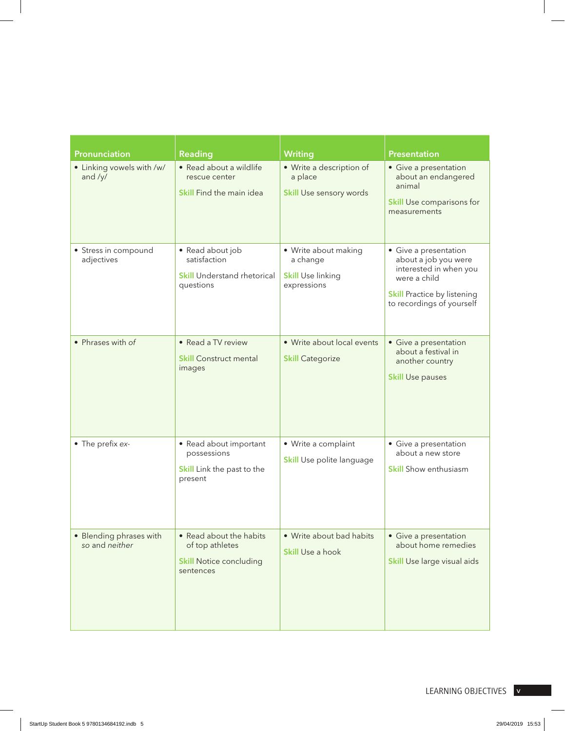| Pronunciation | Reading | Writing | Presentation |
|---|---|---|---|
| • Linking vowels with /w/ and /y/ | • Read about a wildlife rescue center<br><br>**Skill** Find the main idea | • Write a description of a place<br><br>**Skill** Use sensory words | • Give a presentation about an endangered animal<br><br>**Skill** Use comparisons for measurements |
| • Stress in compound adjectives | • Read about job satisfaction<br><br>**Skill** Understand rhetorical questions | • Write about making a change<br><br>**Skill** Use linking expressions | • Give a presentation about a job you were interested in when you were a child<br><br>**Skill** Practice by listening to recordings of yourself |
| • Phrases with *of* | • Read a TV review<br><br>**Skill** Construct mental images | • Write about local events<br><br>**Skill** Categorize | • Give a presentation about a festival in another country<br><br>**Skill** Use pauses |
| • The prefix *ex-* | • Read about important possessions<br><br>**Skill** Link the past to the present | • Write a complaint<br><br>**Skill** Use polite language | • Give a presentation about a new store<br><br>**Skill** Show enthusiasm |
| • Blending phrases with *so* and *neither* | • Read about the habits of top athletes<br><br>**Skill** Notice concluding sentences | • Write about bad habits<br><br>**Skill** Use a hook | • Give a presentation about home remedies<br><br>**Skill** Use large visual aids |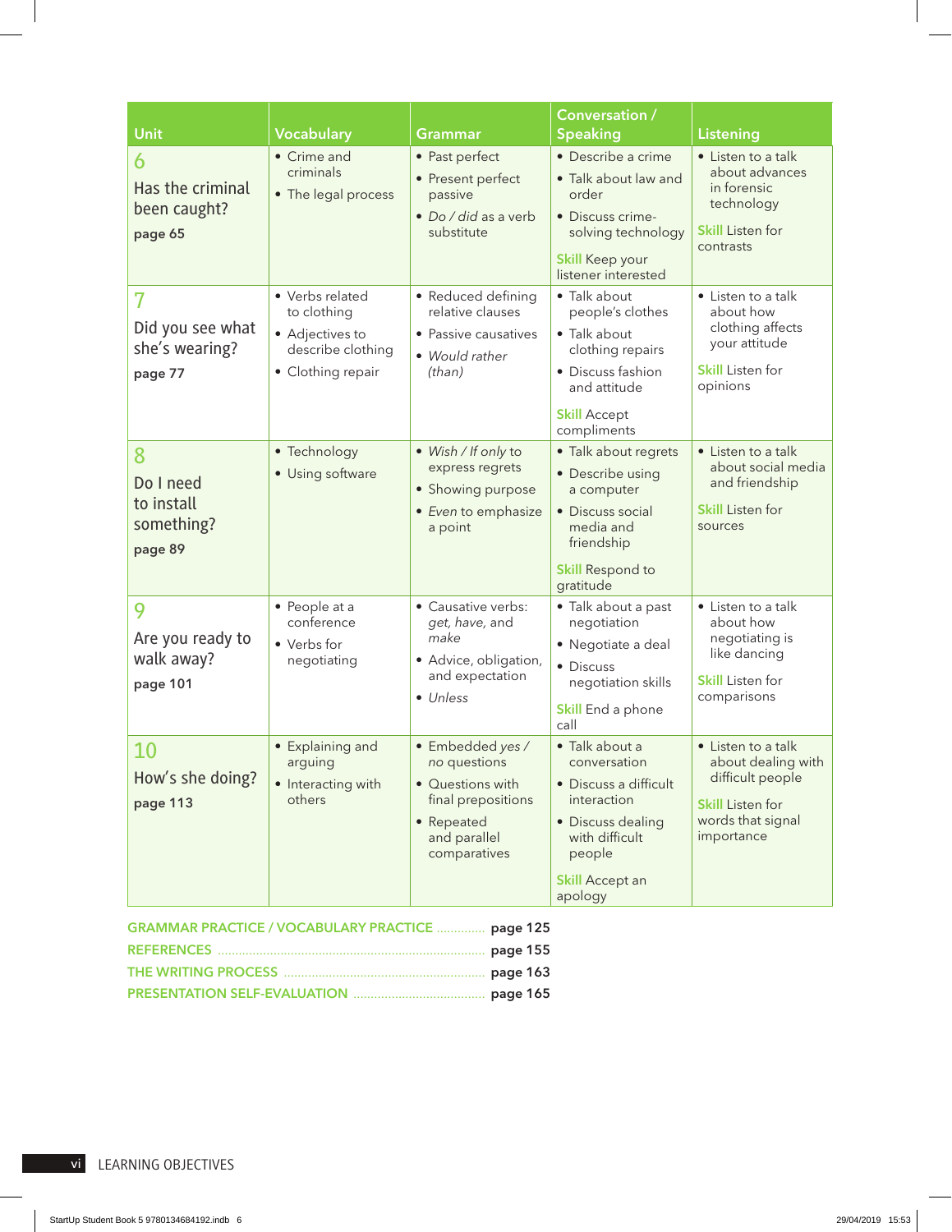| Unit | Vocabulary | Grammar | Conversation / Speaking | Listening |
| --- | --- | --- | --- | --- |
| **6** Has the criminal been caught? **page 65** | • Crime and criminals<br>• The legal process | • Past perfect<br>• Present perfect passive<br>• *Do / did* as a verb substitute | • Describe a crime<br>• Talk about law and order<br>• Discuss crime-solving technology<br>**Skill** Keep your listener interested | • Listen to a talk about advances in forensic technology<br>**Skill** Listen for contrasts |
| **7** Did you see what she's wearing? **page 77** | • Verbs related to clothing<br>• Adjectives to describe clothing<br>• Clothing repair | • Reduced defining relative clauses<br>• Passive causatives<br>• *Would rather (than)* | • Talk about people's clothes<br>• Talk about clothing repairs<br>• Discuss fashion and attitude<br>**Skill** Accept compliments | • Listen to a talk about how clothing affects your attitude<br>**Skill** Listen for opinions |
| **8** Do I need to install something? **page 89** | • Technology<br>• Using software | • *Wish / If only* to express regrets<br>• Showing purpose<br>• *Even* to emphasize a point | • Talk about regrets<br>• Describe using a computer<br>• Discuss social media and friendship<br>**Skill** Respond to gratitude | • Listen to a talk about social media and friendship<br>**Skill** Listen for sources |
| **9** Are you ready to walk away? **page 101** | • People at a conference<br>• Verbs for negotiating | • Causative verbs: *get, have,* and *make*<br>• Advice, obligation, and expectation<br>• *Unless* | • Talk about a past negotiation<br>• Negotiate a deal<br>• Discuss negotiation skills<br>**Skill** End a phone call | • Listen to a talk about how negotiating is like dancing<br>**Skill** Listen for comparisons |
| **10** How's she doing? **page 113** | • Explaining and arguing<br>• Interacting with others | • Embedded *yes / no* questions<br>• Questions with final prepositions<br>• Repeated and parallel comparatives | • Talk about a conversation<br>• Discuss a difficult interaction<br>• Discuss dealing with difficult people<br>**Skill** Accept an apology | • Listen to a talk about dealing with difficult people<br>**Skill** Listen for words that signal importance |

GRAMMAR PRACTICE / VOCABULARY PRACTICE .............. **page 125**
REFERENCES .............. **page 155**
THE WRITING PROCESS .............. **page 163**
PRESENTATION SELF-EVALUATION .............. **page 165**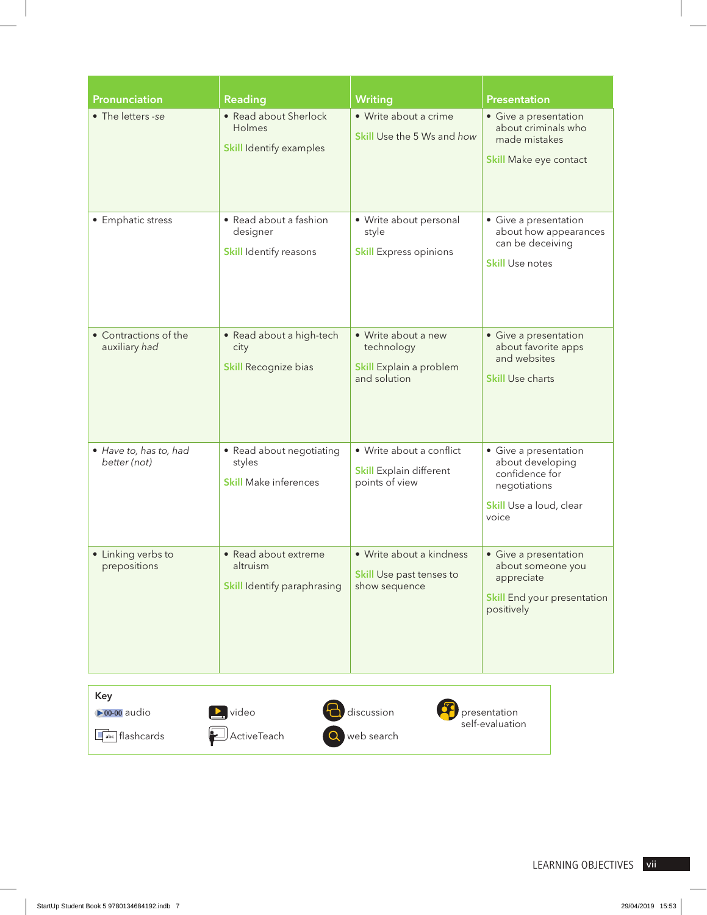| Pronunciation | Reading | Writing | Presentation |
| --- | --- | --- | --- |
| • The letters *-se* | • Read about Sherlock Holmes<br><br>**Skill** Identify examples | • Write about a crime<br><br>**Skill** Use the 5 Ws and *how* | • Give a presentation about criminals who made mistakes<br><br>**Skill** Make eye contact |
| • Emphatic stress | • Read about a fashion designer<br><br>**Skill** Identify reasons | • Write about personal style<br><br>**Skill** Express opinions | • Give a presentation about how appearances can be deceiving<br><br>**Skill** Use notes |
| • Contractions of the auxiliary *had* | • Read about a high-tech city<br><br>**Skill** Recognize bias | • Write about a new technology<br><br>**Skill** Explain a problem and solution | • Give a presentation about favorite apps and websites<br><br>**Skill** Use charts |
| • *Have to, has to, had better (not)* | • Read about negotiating styles<br><br>**Skill** Make inferences | • Write about a conflict<br><br>**Skill** Explain different points of view | • Give a presentation about developing confidence for negotiations<br><br>**Skill** Use a loud, clear voice |
| • Linking verbs to prepositions | • Read about extreme altruism<br><br>**Skill** Identify paraphrasing | • Write about a kindness<br><br>**Skill** Use past tenses to show sequence | • Give a presentation about someone you appreciate<br><br>**Skill** End your presentation positively |

**Key**

00-00 audio

video

discussion

presentation self-evaluation

flashcards

ActiveTeach

web search